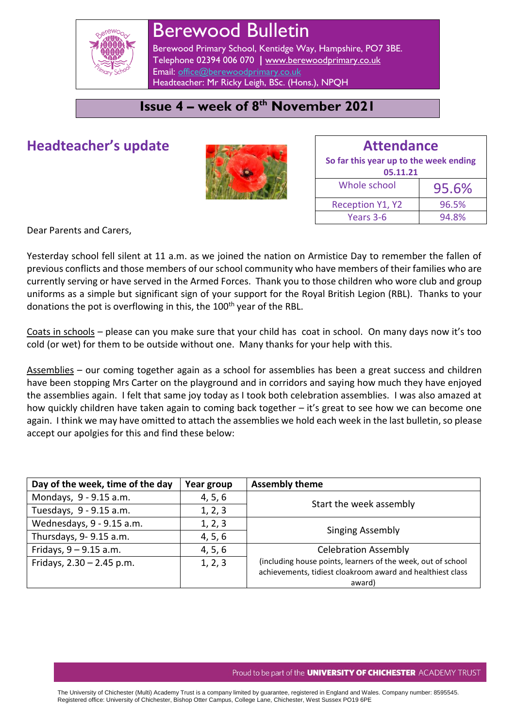# Berewood Bulletin

Berewood Primary School, Kentidge Way, Hampshire, PO7 3BE.
Telephone 02394 006 070 | www.berewoodprimary.co.uk
Email: office@berewoodprimary.co.uk
Headteacher: Mr Ricky Leigh, BSc. (Hons.), NPQH

**Issue 4 – week of 8th November 2021**

## Headteacher's update

| Attendance | |
|---|---|
| So far this year up to the week ending 05.11.21 | |
| Whole school | 95.6% |
| Reception Y1, Y2 | 96.5% |
| Years 3-6 | 94.8% |

Dear Parents and Carers,

Yesterday school fell silent at 11 a.m. as we joined the nation on Armistice Day to remember the fallen of previous conflicts and those members of our school community who have members of their families who are currently serving or have served in the Armed Forces. Thank you to those children who wore club and group uniforms as a simple but significant sign of your support for the Royal British Legion (RBL). Thanks to your donations the pot is overflowing in this, the 100th year of the RBL.

Coats in schools – please can you make sure that your child has coat in school. On many days now it's too cold (or wet) for them to be outside without one. Many thanks for your help with this.

Assemblies – our coming together again as a school for assemblies has been a great success and children have been stopping Mrs Carter on the playground and in corridors and saying how much they have enjoyed the assemblies again. I felt that same joy today as I took both celebration assemblies. I was also amazed at how quickly children have taken again to coming back together – it's great to see how we can become one again. I think we may have omitted to attach the assemblies we hold each week in the last bulletin, so please accept our apolgies for this and find these below:

| Day of the week, time of the day | Year group | Assembly theme |
|---|---|---|
| Mondays, 9 - 9.15 a.m. | 4, 5, 6 | Start the week assembly |
| Tuesdays, 9 - 9.15 a.m. | 1, 2, 3 | |
| Wednesdays, 9 - 9.15 a.m. | 1, 2, 3 | Singing Assembly |
| Thursdays, 9- 9.15 a.m. | 4, 5, 6 | |
| Fridays, 9 – 9.15 a.m. | 4, 5, 6 | Celebration Assembly (including house points, learners of the week, out of school achievements, tidiest cloakroom award and healthiest class award) |
| Fridays, 2.30 – 2.45 p.m. | 1, 2, 3 | |

Proud to be part of the UNIVERSITY OF CHICHESTER ACADEMY TRUST

The University of Chichester (Multi) Academy Trust is a company limited by guarantee, registered in England and Wales. Company number: 8595545. Registered office: University of Chichester, Bishop Otter Campus, College Lane, Chichester, West Sussex PO19 6PE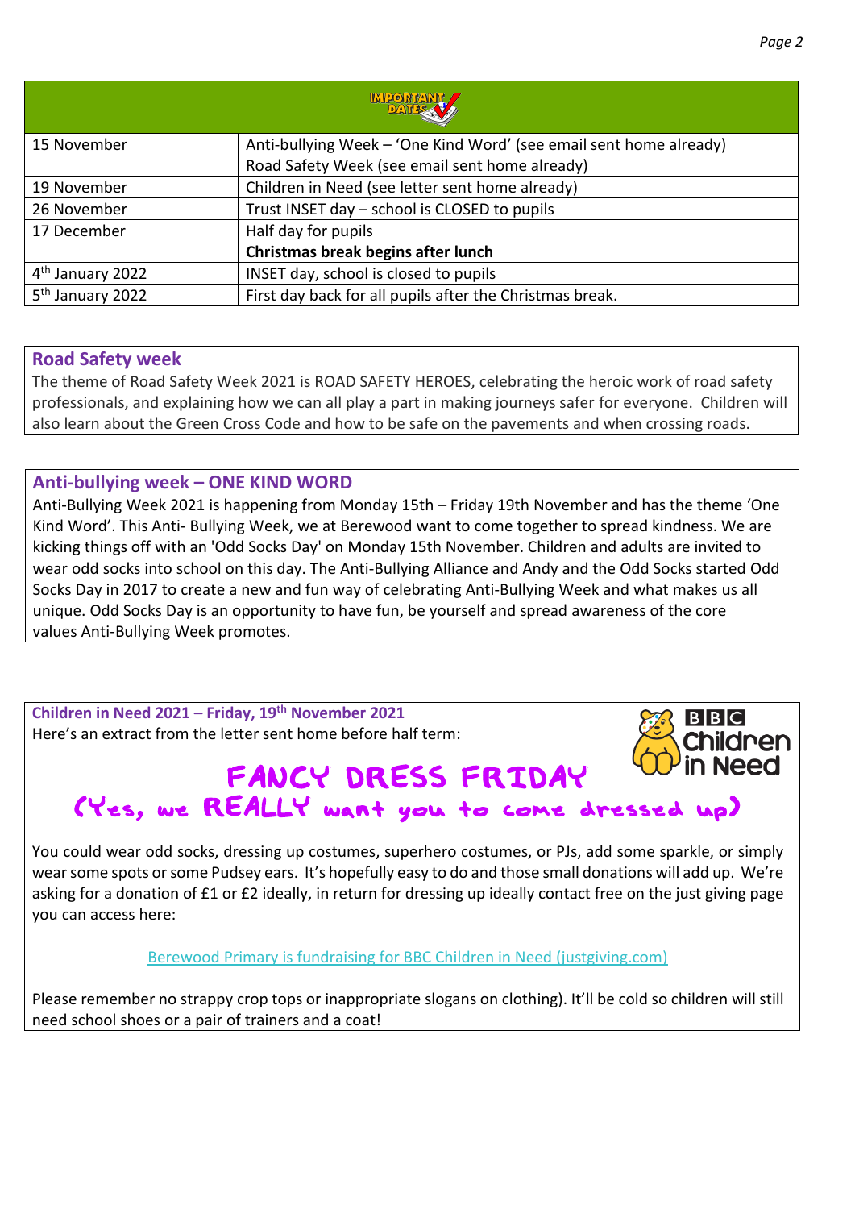| IMPORTANT DATES | |
|---|---|
| 15 November | Anti-bullying Week – 'One Kind Word' (see email sent home already)<br>Road Safety Week (see email sent home already) |
| 19 November | Children in Need (see letter sent home already) |
| 26 November | Trust INSET day – school is CLOSED to pupils |
| 17 December | Half day for pupils<br>**Christmas break begins after lunch** |
| 4th January 2022 | INSET day, school is closed to pupils |
| 5th January 2022 | First day back for all pupils after the Christmas break. |

## Road Safety week

The theme of Road Safety Week 2021 is ROAD SAFETY HEROES, celebrating the heroic work of road safety professionals, and explaining how we can all play a part in making journeys safer for everyone. Children will also learn about the Green Cross Code and how to be safe on the pavements and when crossing roads.

## Anti-bullying week – ONE KIND WORD

Anti-Bullying Week 2021 is happening from Monday 15th – Friday 19th November and has the theme 'One Kind Word'. This Anti- Bullying Week, we at Berewood want to come together to spread kindness. We are kicking things off with an 'Odd Socks Day' on Monday 15th November. Children and adults are invited to wear odd socks into school on this day. The Anti-Bullying Alliance and Andy and the Odd Socks started Odd Socks Day in 2017 to create a new and fun way of celebrating Anti-Bullying Week and what makes us all unique. Odd Socks Day is an opportunity to have fun, be yourself and spread awareness of the core values Anti-Bullying Week promotes.

## Children in Need 2021 – Friday, 19th November 2021

Here's an extract from the letter sent home before half term:

BBC Children in Need

### FANCY DRESS FRIDAY

**(Yes, we REALLY want you to come dressed up)**

You could wear odd socks, dressing up costumes, superhero costumes, or PJs, add some sparkle, or simply wear some spots or some Pudsey ears. It's hopefully easy to do and those small donations will add up. We're asking for a donation of £1 or £2 ideally, in return for dressing up ideally contact free on the just giving page you can access here:

Berewood Primary is fundraising for BBC Children in Need (justgiving.com)

Please remember no strappy crop tops or inappropriate slogans on clothing). It'll be cold so children will still need school shoes or a pair of trainers and a coat!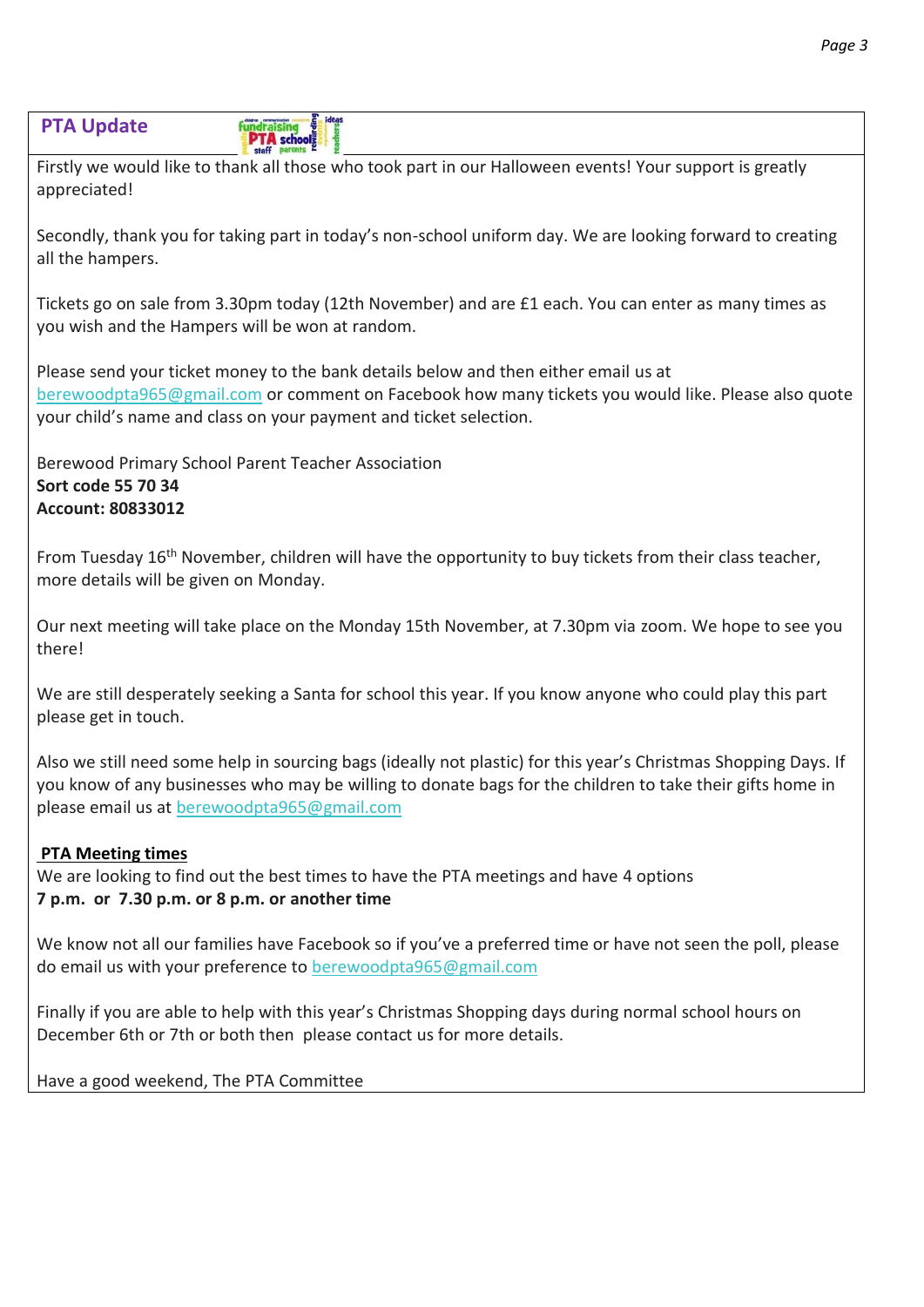## PTA Update

Firstly we would like to thank all those who took part in our Halloween events! Your support is greatly appreciated!

Secondly, thank you for taking part in today's non-school uniform day. We are looking forward to creating all the hampers.

Tickets go on sale from 3.30pm today (12th November) and are £1 each. You can enter as many times as you wish and the Hampers will be won at random.

Please send your ticket money to the bank details below and then either email us at berewoodpta965@gmail.com or comment on Facebook how many tickets you would like. Please also quote your child's name and class on your payment and ticket selection.

Berewood Primary School Parent Teacher Association
**Sort code 55 70 34**
**Account: 80833012**

From Tuesday 16th November, children will have the opportunity to buy tickets from their class teacher, more details will be given on Monday.

Our next meeting will take place on the Monday 15th November, at 7.30pm via zoom. We hope to see you there!

We are still desperately seeking a Santa for school this year. If you know anyone who could play this part please get in touch.

Also we still need some help in sourcing bags (ideally not plastic) for this year's Christmas Shopping Days. If you know of any businesses who may be willing to donate bags for the children to take their gifts home in please email us at berewoodpta965@gmail.com

**PTA Meeting times**

We are looking to find out the best times to have the PTA meetings and have 4 options
**7 p.m. or 7.30 p.m. or 8 p.m. or another time**

We know not all our families have Facebook so if you've a preferred time or have not seen the poll, please do email us with your preference to berewoodpta965@gmail.com

Finally if you are able to help with this year's Christmas Shopping days during normal school hours on December 6th or 7th or both then please contact us for more details.

Have a good weekend, The PTA Committee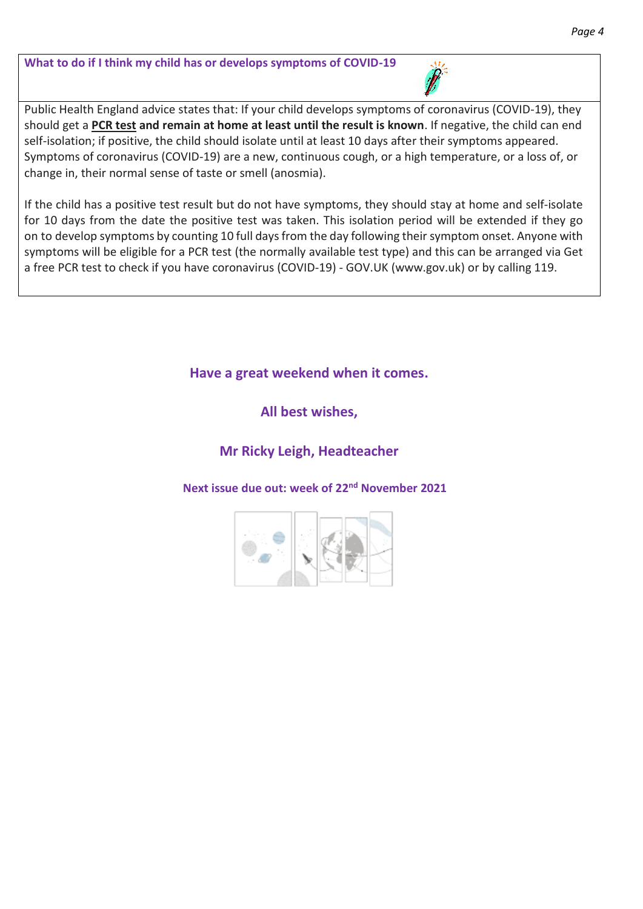## What to do if I think my child has or develops symptoms of COVID-19

Public Health England advice states that: If your child develops symptoms of coronavirus (COVID-19), they should get a **PCR test** **and remain at home at least until the result is known**. If negative, the child can end self-isolation; if positive, the child should isolate until at least 10 days after their symptoms appeared. Symptoms of coronavirus (COVID-19) are a new, continuous cough, or a high temperature, or a loss of, or change in, their normal sense of taste or smell (anosmia).

If the child has a positive test result but do not have symptoms, they should stay at home and self-isolate for 10 days from the date the positive test was taken. This isolation period will be extended if they go on to develop symptoms by counting 10 full days from the day following their symptom onset. Anyone with symptoms will be eligible for a PCR test (the normally available test type) and this can be arranged via Get a free PCR test to check if you have coronavirus (COVID-19) - GOV.UK (www.gov.uk) or by calling 119.

**Have a great weekend when it comes.**

**All best wishes,**

**Mr Ricky Leigh, Headteacher**

**Next issue due out: week of 22nd November 2021**